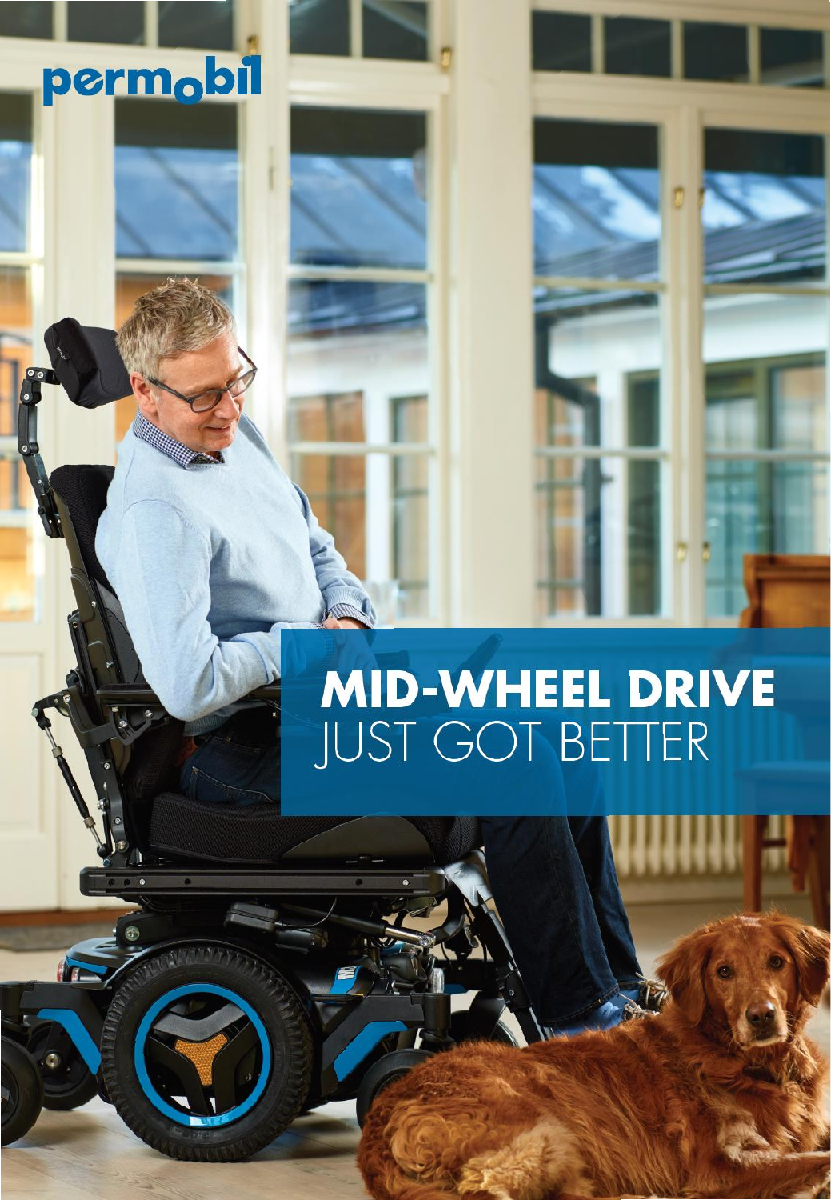permobil

# MID-WHEEL DRIVE
JUST GOT BETTER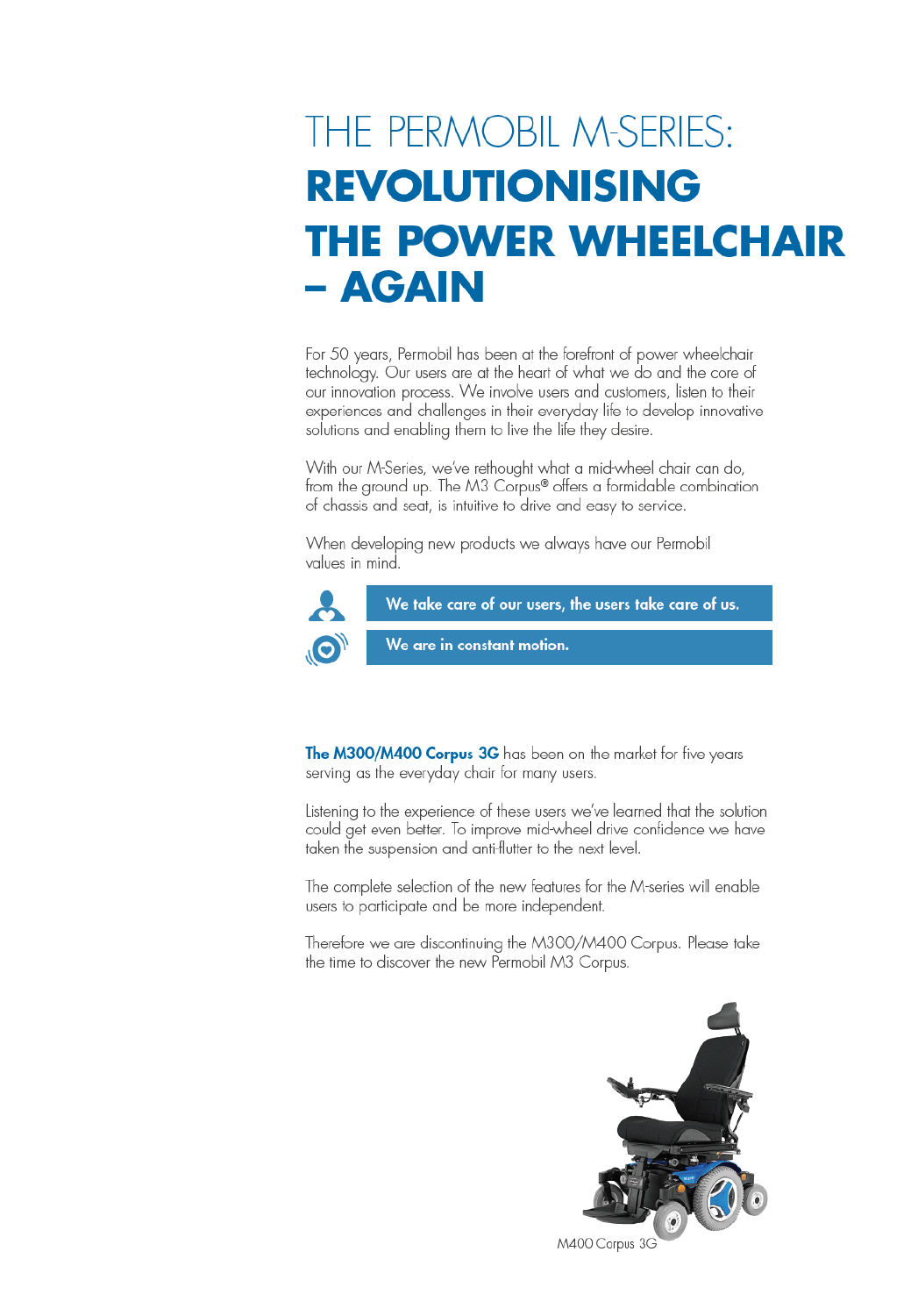# THE PERMOBIL M-SERIES: REVOLUTIONISING THE POWER WHEELCHAIR – AGAIN

For 50 years, Permobil has been at the forefront of power wheelchair technology. Our users are at the heart of what we do and the core of our innovation process. We involve users and customers, listen to their experiences and challenges in their everyday life to develop innovative solutions and enabling them to live the life they desire.

With our M-Series, we've rethought what a mid-wheel chair can do, from the ground up. The M3 Corpus® offers a formidable combination of chassis and seat, is intuitive to drive and easy to service.

When developing new products we always have our Permobil values in mind.

**We take care of our users, the users take care of us.**

**We are in constant motion.**

**The M300/M400 Corpus 3G** has been on the market for five years serving as the everyday chair for many users.

Listening to the experience of these users we've learned that the solution could get even better. To improve mid-wheel drive confidence we have taken the suspension and anti-flutter to the next level.

The complete selection of the new features for the M-series will enable users to participate and be more independent.

Therefore we are discontinuing the M300/M400 Corpus. Please take the time to discover the new Permobil M3 Corpus.

M400 Corpus 3G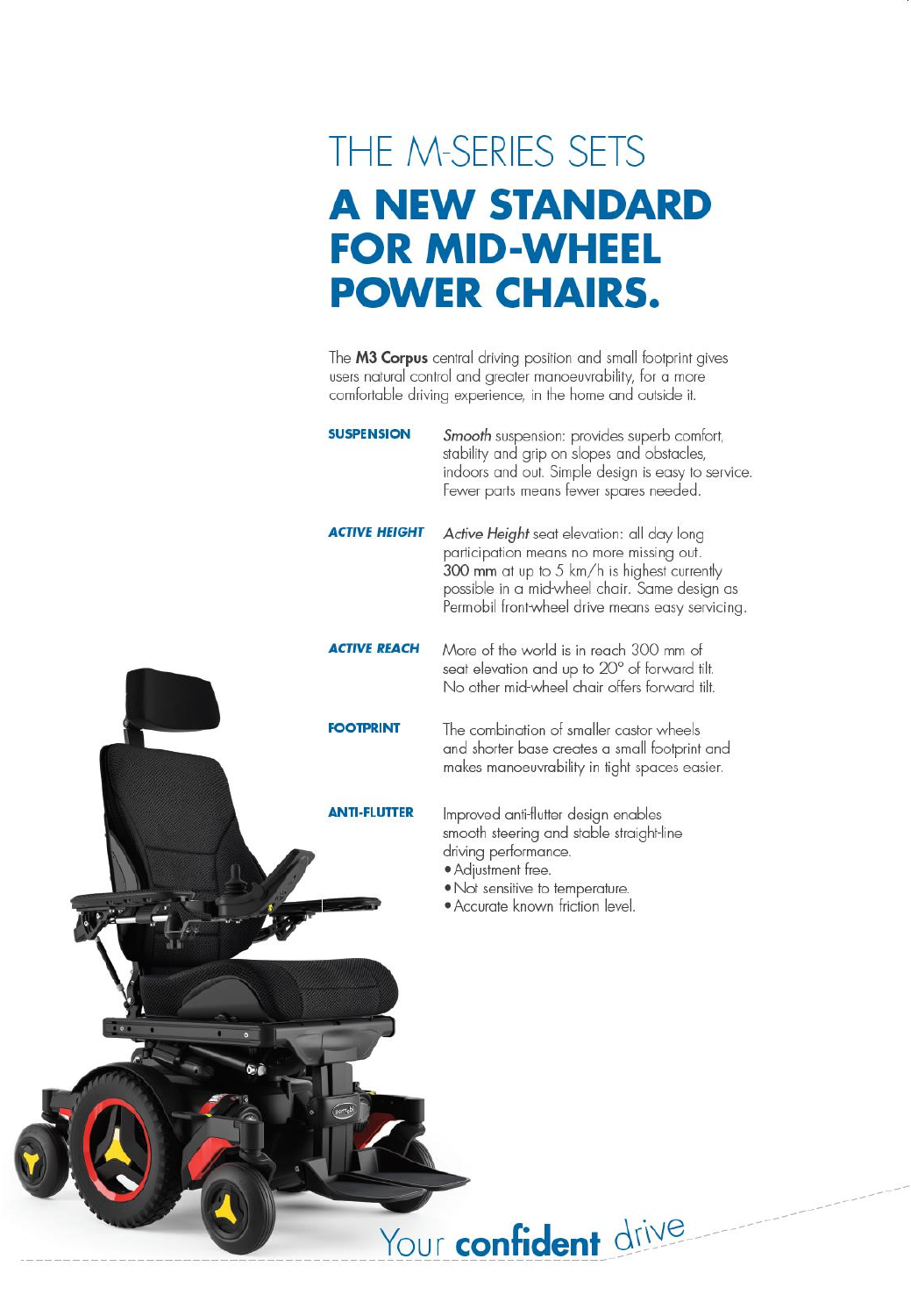# THE M-SERIES SETS

# A NEW STANDARD FOR MID-WHEEL POWER CHAIRS.

The **M3 Corpus** central driving position and small footprint gives users natural control and greater manoeuvrability, for a more comfortable driving experience, in the home and outside it.

**SUSPENSION**

*Smooth* suspension: provides superb comfort, stability and grip on slopes and obstacles, indoors and out. Simple design is easy to service. Fewer parts means fewer spares needed.

***ACTIVE HEIGHT***

*Active Height* seat elevation: all day long participation means no more missing out. 300 mm at up to 5 km/h is highest currently possible in a mid-wheel chair. Same design as Permobil front-wheel drive means easy servicing.

***ACTIVE REACH***

More of the world is in reach 300 mm of seat elevation and up to 20° of forward tilt. No other mid-wheel chair offers forward tilt.

**FOOTPRINT**

The combination of smaller castor wheels and shorter base creates a small footprint and makes manoeuvrability in tight spaces easier.

**ANTI-FLUTTER**

Improved anti-flutter design enables smooth steering and stable straight-line driving performance.

- Adjustment free.
- Not sensitive to temperature.
- Accurate known friction level.

Your **confident** drive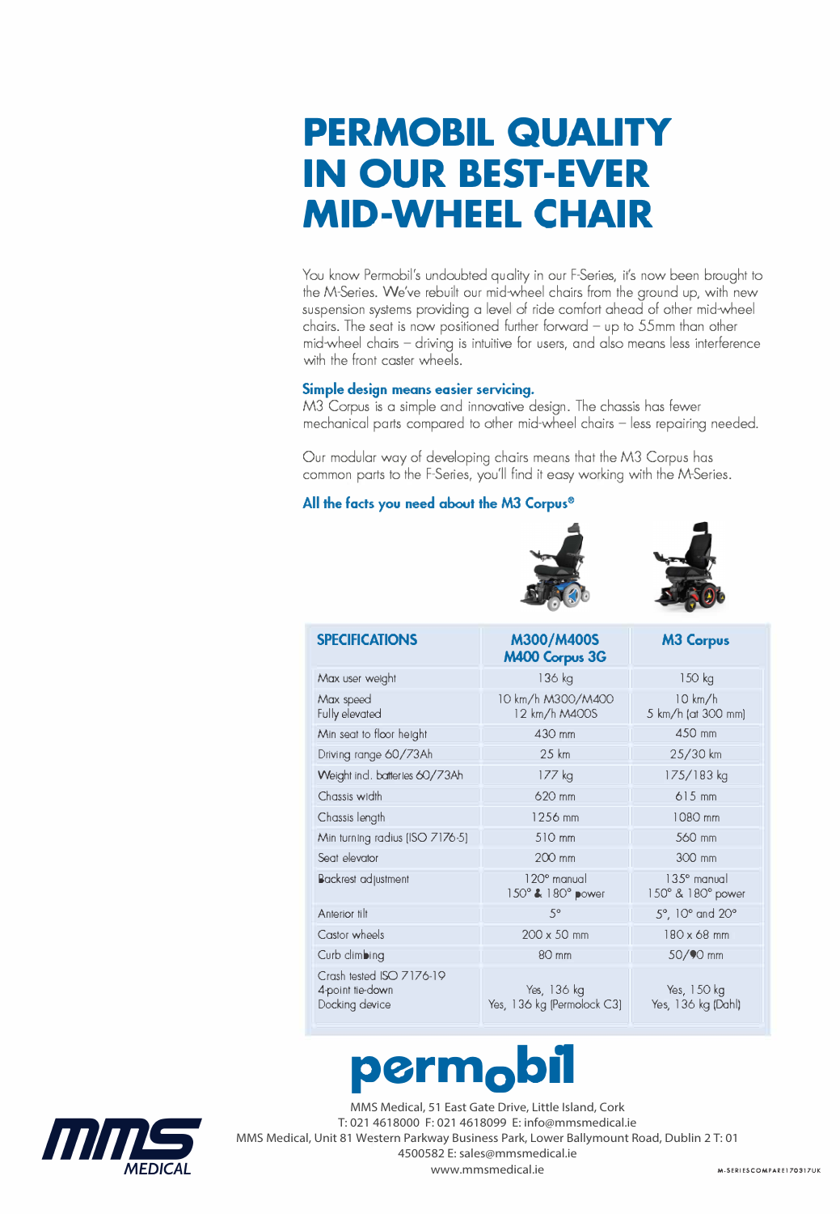# PERMOBIL QUALITY IN OUR BEST-EVER MID-WHEEL CHAIR

You know Permobil's undoubted quality in our F-Series, it's now been brought to the M-Series. We've rebuilt our mid-wheel chairs from the ground up, with new suspension systems providing a level of ride comfort ahead of other mid-wheel chairs. The seat is now positioned further forward – up to 55mm than other mid-wheel chairs – driving is intuitive for users, and also means less interference with the front caster wheels.

### Simple design means easier servicing.

M3 Corpus is a simple and innovative design. The chassis has fewer mechanical parts compared to other mid-wheel chairs – less repairing needed.

Our modular way of developing chairs means that the M3 Corpus has common parts to the F-Series, you'll find it easy working with the M-Series.

### All the facts you need about the M3 Corpus®

| SPECIFICATIONS | M300/M400S M400 Corpus 3G | M3 Corpus |
|---|---|---|
| Max user weight | 136 kg | 150 kg |
| Max speed<br>Fully elevated | 10 km/h M300/M400<br>12 km/h M400S | 10 km/h<br>5 km/h (at 300 mm) |
| Min seat to floor height | 430 mm | 450 mm |
| Driving range 60/73Ah | 25 km | 25/30 km |
| Weight incl. batteries 60/73Ah | 177 kg | 175/183 kg |
| Chassis width | 620 mm | 615 mm |
| Chassis length | 1256 mm | 1080 mm |
| Min turning radius (ISO 7176-5) | 510 mm | 560 mm |
| Seat elevator | 200 mm | 300 mm |
| Backrest adjustment | 120° manual<br>150° & 180° power | 135° manual<br>150° & 180° power |
| Anterior tilt | 5° | 5°, 10° and 20° |
| Castor wheels | 200 x 50 mm | 180 x 68 mm |
| Curb climbing | 80 mm | 50/90 mm |
| Crash tested ISO 7176-19<br>4-point tie-down<br>Docking device | Yes, 136 kg<br>Yes, 136 kg (Permolock C3) | Yes, 150 kg<br>Yes, 136 kg (Dahl) |

permobil

MMS Medical, 51 East Gate Drive, Little Island, Cork
T: 021 4618000 F: 021 4618099 E: info@mmsmedical.ie
MMS Medical, Unit 81 Western Parkway Business Park, Lower Ballymount Road, Dublin 2 T: 01 4500582 E: sales@mmsmedical.ie
www.mmsmedical.ie

MMS MEDICAL

M-SERIESCOMPARE170317UK